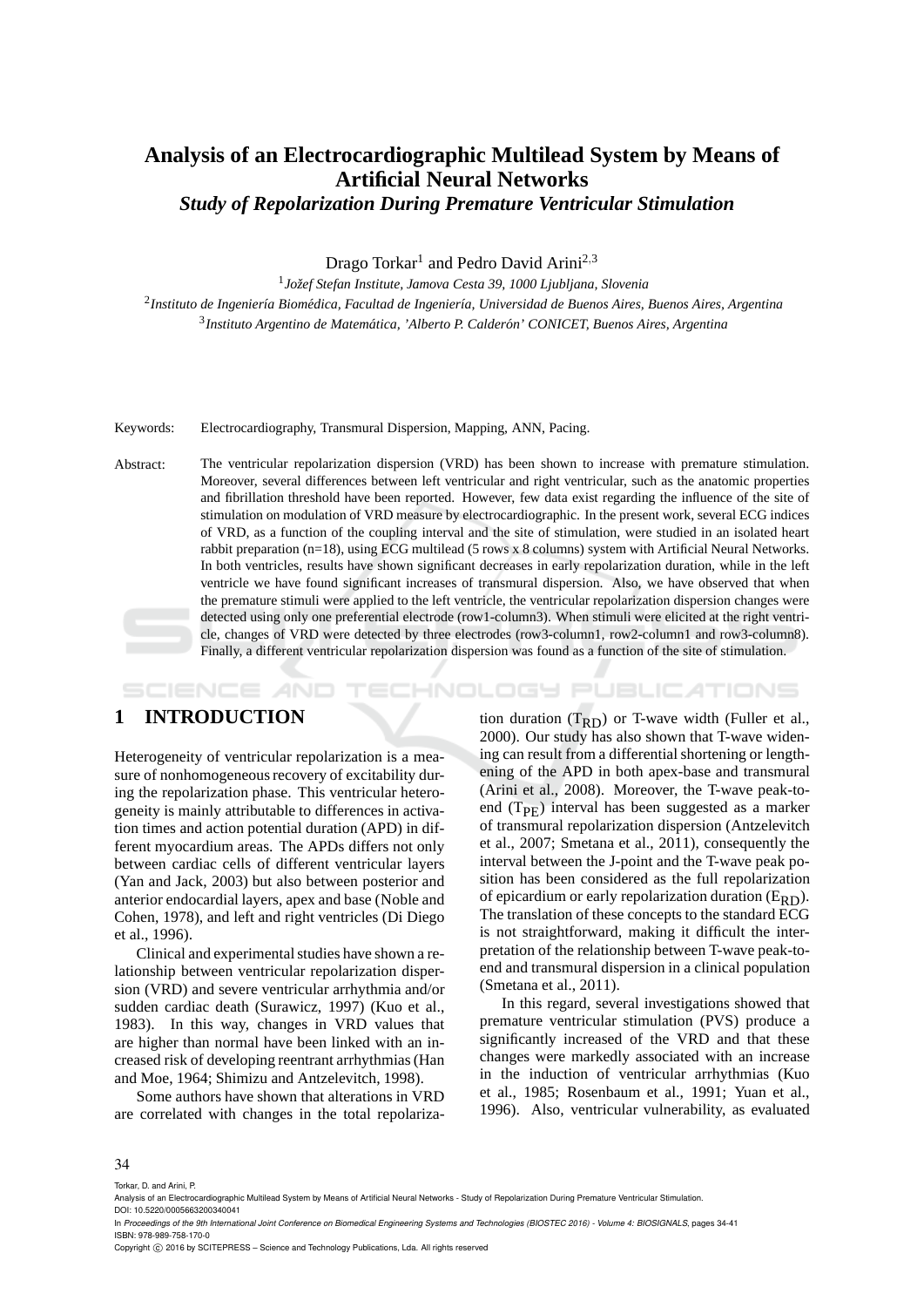# Analysis of an Electrocardiographic Multilead System by Means of Artificial Neural Networks

## *Study of Repolarization During Premature Ventricular Stimulation*

Drago Torkar[1] and Pedro David Arini[2,3]

[1] *Jožef Stefan Institute, Jamova Cesta 39, 1000 Ljubljana, Slovenia*

[2] *Instituto de Ingeniería Biomédica, Facultad de Ingeniería, Universidad de Buenos Aires, Buenos Aires, Argentina*

[3] *Instituto Argentino de Matemática, 'Alberto P. Calderón' CONICET, Buenos Aires, Argentina*

Keywords: Electrocardiography, Transmural Dispersion, Mapping, ANN, Pacing.

Abstract: The ventricular repolarization dispersion (VRD) has been shown to increase with premature stimulation. Moreover, several differences between left ventricular and right ventricular, such as the anatomic properties and fibrillation threshold have been reported. However, few data exist regarding the influence of the site of stimulation on modulation of VRD measure by electrocardiographic. In the present work, several ECG indices of VRD, as a function of the coupling interval and the site of stimulation, were studied in an isolated heart rabbit preparation (n=18), using ECG multilead (5 rows x 8 columns) system with Artificial Neural Networks. In both ventricles, results have shown significant decreases in early repolarization duration, while in the left ventricle we have found significant increases of transmural dispersion. Also, we have observed that when the premature stimuli were applied to the left ventricle, the ventricular repolarization dispersion changes were detected using only one preferential electrode (row1-column3). When stimuli were elicited at the right ventricle, changes of VRD were detected by three electrodes (row3-column1, row2-column1 and row3-column8). Finally, a different ventricular repolarization dispersion was found as a function of the site of stimulation.

## 1 INTRODUCTION

Heterogeneity of ventricular repolarization is a measure of nonhomogeneous recovery of excitability during the repolarization phase. This ventricular heterogeneity is mainly attributable to differences in activation times and action potential duration (APD) in different myocardium areas. The APDs differs not only between cardiac cells of different ventricular layers (Yan and Jack, 2003) but also between posterior and anterior endocardial layers, apex and base (Noble and Cohen, 1978), and left and right ventricles (Di Diego et al., 1996).

Clinical and experimental studies have shown a relationship between ventricular repolarization dispersion (VRD) and severe ventricular arrhythmia and/or sudden cardiac death (Surawicz, 1997) (Kuo et al., 1983). In this way, changes in VRD values that are higher than normal have been linked with an increased risk of developing reentrant arrhythmias (Han and Moe, 1964; Shimizu and Antzelevitch, 1998).

Some authors have shown that alterations in VRD are correlated with changes in the total repolarization duration ($T_{RD}$) or T-wave width (Fuller et al., 2000). Our study has also shown that T-wave widening can result from a differential shortening or lengthening of the APD in both apex-base and transmural (Arini et al., 2008). Moreover, the T-wave peak-to-end ($T_{PE}$) interval has been suggested as a marker of transmural repolarization dispersion (Antzelevitch et al., 2007; Smetana et al., 2011), consequently the interval between the J-point and the T-wave peak position has been considered as the full repolarization of epicardium or early repolarization duration ($E_{RD}$). The translation of these concepts to the standard ECG is not straightforward, making it difficult the interpretation of the relationship between T-wave peak-to-end and transmural dispersion in a clinical population (Smetana et al., 2011).

In this regard, several investigations showed that premature ventricular stimulation (PVS) produce a significantly increased of the VRD and that these changes were markedly associated with an increase in the induction of ventricular arrhythmias (Kuo et al., 1985; Rosenbaum et al., 1991; Yuan et al., 1996). Also, ventricular vulnerability, as evaluated

Torkar, D. and Arini, P.
Analysis of an Electrocardiographic Multilead System by Means of Artificial Neural Networks - Study of Repolarization During Premature Ventricular Stimulation.
DOI: 10.5220/0005663200340041
In *Proceedings of the 9th International Joint Conference on Biomedical Engineering Systems and Technologies (BIOSTEC 2016) - Volume 4: BIOSIGNALS*, pages 34-41
ISBN: 978-989-758-170-0
Copyright © 2016 by SCITEPRESS – Science and Technology Publications, Lda. All rights reserved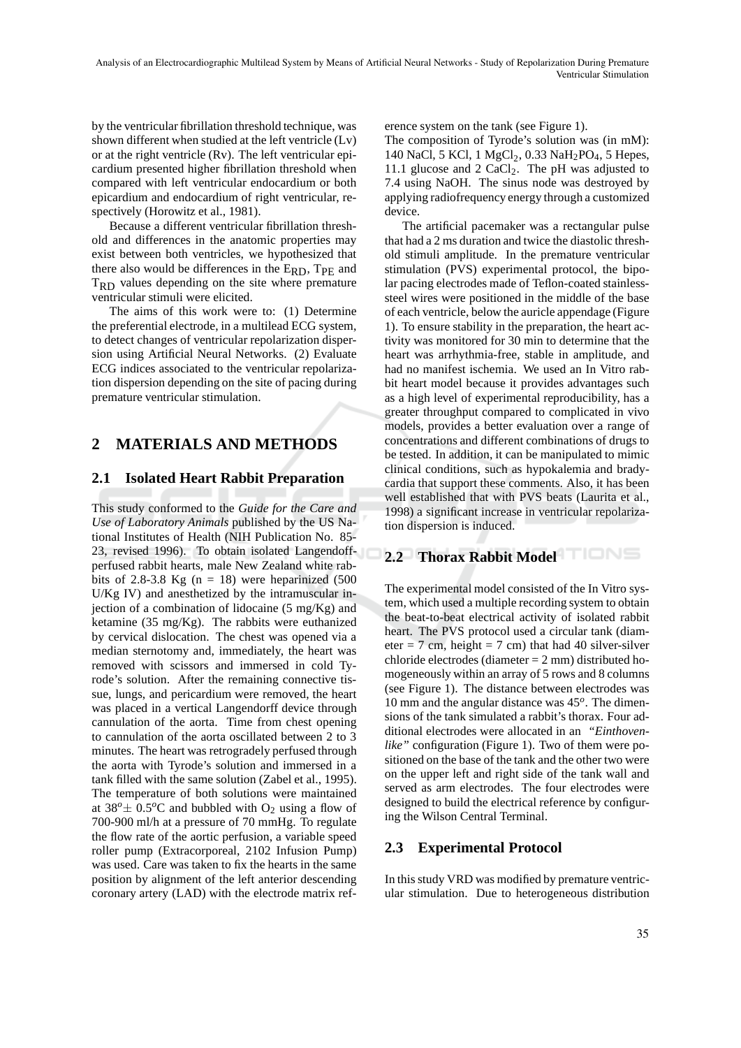by the ventricular fibrillation threshold technique, was shown different when studied at the left ventricle (Lv) or at the right ventricle (Rv). The left ventricular epicardium presented higher fibrillation threshold when compared with left ventricular endocardium or both epicardium and endocardium of right ventricular, respectively (Horowitz et al., 1981).

Because a different ventricular fibrillation threshold and differences in the anatomic properties may exist between both ventricles, we hypothesized that there also would be differences in the $E_{RD}$, $T_{PE}$ and $T_{RD}$ values depending on the site where premature ventricular stimuli were elicited.

The aims of this work were to: (1) Determine the preferential electrode, in a multilead ECG system, to detect changes of ventricular repolarization dispersion using Artificial Neural Networks. (2) Evaluate ECG indices associated to the ventricular repolarization dispersion depending on the site of pacing during premature ventricular stimulation.

## 2 MATERIALS AND METHODS

### 2.1 Isolated Heart Rabbit Preparation

This study conformed to the *Guide for the Care and Use of Laboratory Animals* published by the US National Institutes of Health (NIH Publication No. 85-23, revised 1996). To obtain isolated Langendoff-perfused rabbit hearts, male New Zealand white rabbits of 2.8-3.8 Kg (n = 18) were heparinized (500 U/Kg IV) and anesthetized by the intramuscular injection of a combination of lidocaine (5 mg/Kg) and ketamine (35 mg/Kg). The rabbits were euthanized by cervical dislocation. The chest was opened via a median sternotomy and, immediately, the heart was removed with scissors and immersed in cold Tyrode's solution. After the remaining connective tissue, lungs, and pericardium were removed, the heart was placed in a vertical Langendorff device through cannulation of the aorta. Time from chest opening to cannulation of the aorta oscillated between 2 to 3 minutes. The heart was retrogradely perfused through the aorta with Tyrode's solution and immersed in a tank filled with the same solution (Zabel et al., 1995). The temperature of both solutions were maintained at $38^o \pm 0.5^o$C and bubbled with $O_2$ using a flow of 700-900 ml/h at a pressure of 70 mmHg. To regulate the flow rate of the aortic perfusion, a variable speed roller pump (Extracorporeal, 2102 Infusion Pump) was used. Care was taken to fix the hearts in the same position by alignment of the left anterior descending coronary artery (LAD) with the electrode matrix reference system on the tank (see Figure 1).

The composition of Tyrode's solution was (in mM): 140 NaCl, 5 KCl, 1 $MgCl_2$, 0.33 $NaH_2PO_4$, 5 Hepes, 11.1 glucose and 2 $CaCl_2$. The pH was adjusted to 7.4 using NaOH. The sinus node was destroyed by applying radiofrequency energy through a customized device.

The artificial pacemaker was a rectangular pulse that had a 2 ms duration and twice the diastolic threshold stimuli amplitude. In the premature ventricular stimulation (PVS) experimental protocol, the bipolar pacing electrodes made of Teflon-coated stainless-steel wires were positioned in the middle of the base of each ventricle, below the auricle appendage (Figure 1). To ensure stability in the preparation, the heart activity was monitored for 30 min to determine that the heart was arrhythmia-free, stable in amplitude, and had no manifest ischemia. We used an In Vitro rabbit heart model because it provides advantages such as a high level of experimental reproducibility, has a greater throughput compared to complicated in vivo models, provides a better evaluation over a range of concentrations and different combinations of drugs to be tested. In addition, it can be manipulated to mimic clinical conditions, such as hypokalemia and bradycardia that support these comments. Also, it has been well established that with PVS beats (Laurita et al., 1998) a significant increase in ventricular repolarization dispersion is induced.

### 2.2 Thorax Rabbit Model

The experimental model consisted of the In Vitro system, which used a multiple recording system to obtain the beat-to-beat electrical activity of isolated rabbit heart. The PVS protocol used a circular tank (diameter = 7 cm, height = 7 cm) that had 40 silver-silver chloride electrodes (diameter = 2 mm) distributed homogeneously within an array of 5 rows and 8 columns (see Figure 1). The distance between electrodes was 10 mm and the angular distance was $45^o$. The dimensions of the tank simulated a rabbit's thorax. Four additional electrodes were allocated in an *"Einthoven-like"* configuration (Figure 1). Two of them were positioned on the base of the tank and the other two were on the upper left and right side of the tank wall and served as arm electrodes. The four electrodes were designed to build the electrical reference by configuring the Wilson Central Terminal.

### 2.3 Experimental Protocol

In this study VRD was modified by premature ventricular stimulation. Due to heterogeneous distribution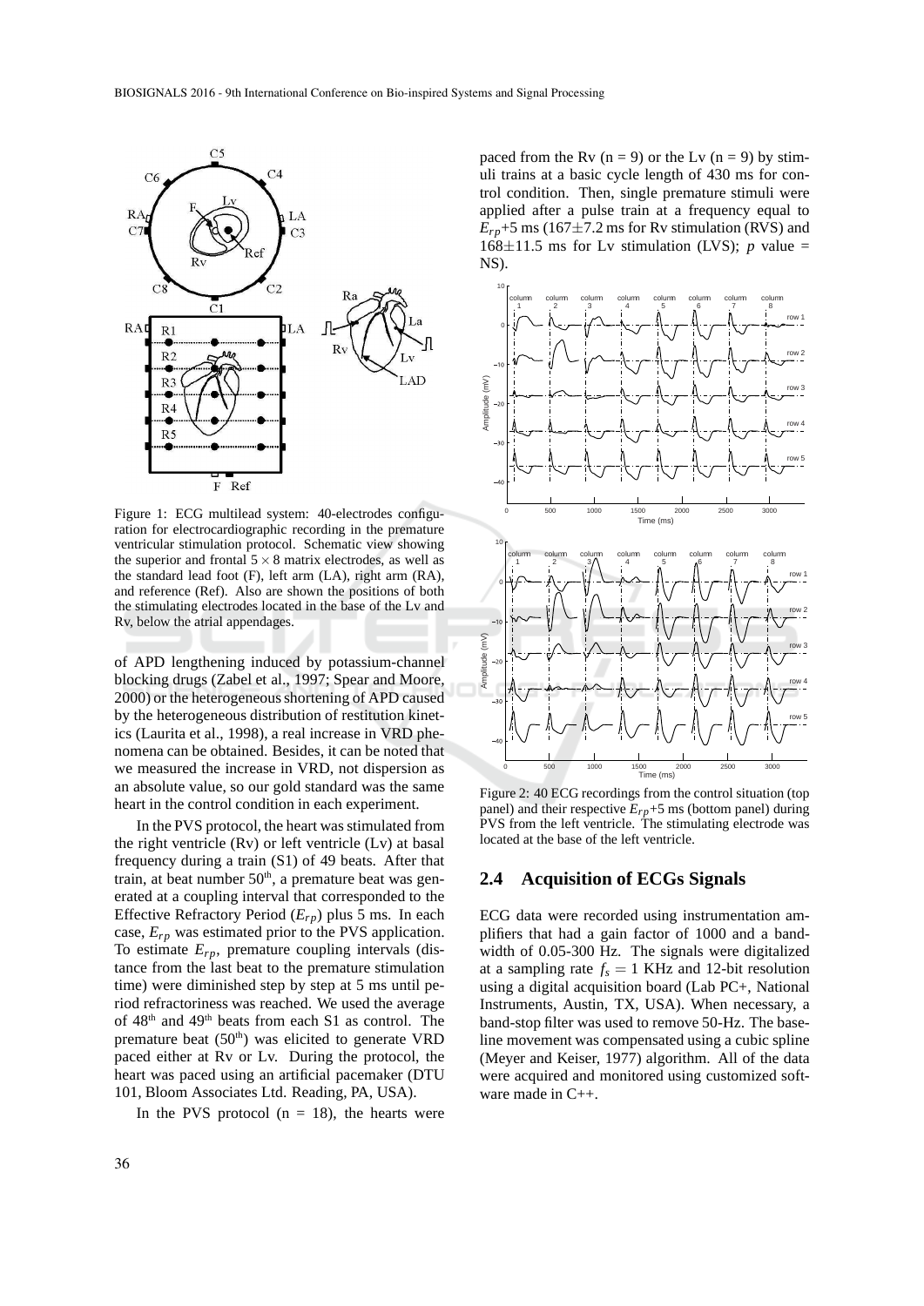Figure 1: ECG multilead system: 40-electrodes configuration for electrocardiographic recording in the premature ventricular stimulation protocol. Schematic view showing the superior and frontal $5 \times 8$ matrix electrodes, as well as the standard lead foot (F), left arm (LA), right arm (RA), and reference (Ref). Also are shown the positions of both the stimulating electrodes located in the base of the Lv and Rv, below the atrial appendages.

of APD lengthening induced by potassium-channel blocking drugs (Zabel et al., 1997; Spear and Moore, 2000) or the heterogeneous shortening of APD caused by the heterogeneous distribution of restitution kinetics (Laurita et al., 1998), a real increase in VRD phenomena can be obtained. Besides, it can be noted that we measured the increase in VRD, not dispersion as an absolute value, so our gold standard was the same heart in the control condition in each experiment.

In the PVS protocol, the heart was stimulated from the right ventricle (Rv) or left ventricle (Lv) at basal frequency during a train (S1) of 49 beats. After that train, at beat number 50[th], a premature beat was generated at a coupling interval that corresponded to the Effective Refractory Period ($E_{rp}$) plus 5 ms. In each case, $E_{rp}$ was estimated prior to the PVS application. To estimate $E_{rp}$, premature coupling intervals (distance from the last beat to the premature stimulation time) were diminished step by step at 5 ms until period refractoriness was reached. We used the average of 48[th] and 49[th] beats from each S1 as control. The premature beat (50[th]) was elicited to generate VRD paced either at Rv or Lv. During the protocol, the heart was paced using an artificial pacemaker (DTU 101, Bloom Associates Ltd. Reading, PA, USA).

In the PVS protocol (n = 18), the hearts were paced from the Rv (n = 9) or the Lv (n = 9) by stimuli trains at a basic cycle length of 430 ms for control condition. Then, single premature stimuli were applied after a pulse train at a frequency equal to $E_{rp}$+5 ms ($167 \pm 7.2$ ms for Rv stimulation (RVS) and $168 \pm 11.5$ ms for Lv stimulation (LVS); $p$ value = NS).

Figure 2: 40 ECG recordings from the control situation (top panel) and their respective $E_{rp}$+5 ms (bottom panel) during PVS from the left ventricle. The stimulating electrode was located at the base of the left ventricle.

## 2.4 Acquisition of ECGs Signals

ECG data were recorded using instrumentation amplifiers that had a gain factor of 1000 and a bandwidth of 0.05-300 Hz. The signals were digitalized at a sampling rate $f_s = 1$ KHz and 12-bit resolution using a digital acquisition board (Lab PC+, National Instruments, Austin, TX, USA). When necessary, a band-stop filter was used to remove 50-Hz. The baseline movement was compensated using a cubic spline (Meyer and Keiser, 1977) algorithm. All of the data were acquired and monitored using customized software made in C++.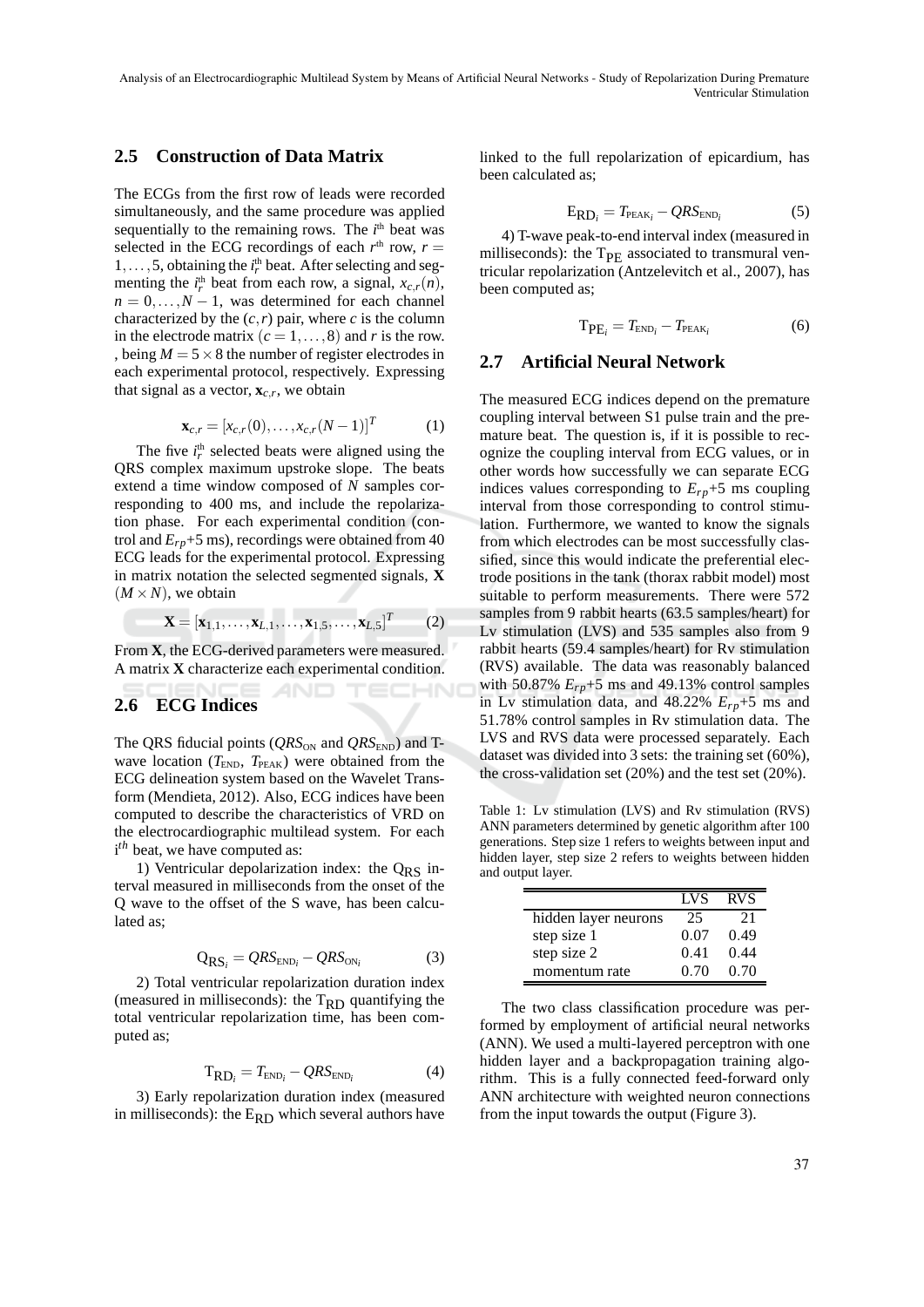## 2.5 Construction of Data Matrix

The ECGs from the first row of leads were recorded simultaneously, and the same procedure was applied sequentially to the remaining rows. The $i^{\text{th}}$ beat was selected in the ECG recordings of each $r^{\text{th}}$ row, $r = 1,\ldots,5$, obtaining the $i_r^{\text{th}}$ beat. After selecting and segmenting the $i_r^{\text{th}}$ beat from each row, a signal, $x_{c,r}(n)$, $n = 0,\ldots,N-1$, was determined for each channel characterized by the $(c,r)$ pair, where $c$ is the column in the electrode matrix $(c = 1,\ldots,8)$ and $r$ is the row. , being $M = 5 \times 8$ the number of register electrodes in each experimental protocol, respectively. Expressing that signal as a vector, $\mathbf{x}_{c,r}$, we obtain

$$\mathbf{x}_{c,r} = [x_{c,r}(0),\ldots,x_{c,r}(N-1)]^T \qquad (1)$$

The five $i_r^{\text{th}}$ selected beats were aligned using the QRS complex maximum upstroke slope. The beats extend a time window composed of $N$ samples corresponding to 400 ms, and include the repolarization phase. For each experimental condition (control and $E_{rp}$+5 ms), recordings were obtained from 40 ECG leads for the experimental protocol. Expressing in matrix notation the selected segmented signals, $\mathbf{X}$ $(M \times N)$, we obtain

$$\mathbf{X} = [\mathbf{x}_{1,1},\ldots,\mathbf{x}_{L,1},\ldots,\mathbf{x}_{1,5},\ldots,\mathbf{x}_{L,5}]^T \qquad (2)$$

From $\mathbf{X}$, the ECG-derived parameters were measured. A matrix $\mathbf{X}$ characterize each experimental condition.

## 2.6 ECG Indices

The QRS fiducial points ($QRS_{\text{ON}}$ and $QRS_{\text{END}}$) and T-wave location ($T_{\text{END}}$, $T_{\text{PEAK}}$) were obtained from the ECG delineation system based on the Wavelet Transform (Mendieta, 2012). Also, ECG indices have been computed to describe the characteristics of VRD on the electrocardiographic multilead system. For each $i^{th}$ beat, we have computed as:

1) Ventricular depolarization index: the $Q_{RS}$ interval measured in milliseconds from the onset of the Q wave to the offset of the S wave, has been calculated as;

$$Q_{RS_i} = QRS_{\text{END}_i} - QRS_{\text{ON}_i} \qquad (3)$$

2) Total ventricular repolarization duration index (measured in milliseconds): the $T_{RD}$ quantifying the total ventricular repolarization time, has been computed as;

$$T_{RD_i} = T_{\text{END}_i} - QRS_{\text{END}_i} \qquad (4)$$

3) Early repolarization duration index (measured in milliseconds): the $E_{RD}$ which several authors have linked to the full repolarization of epicardium, has been calculated as;

$$E_{RD_i} = T_{\text{PEAK}_i} - QRS_{\text{END}_i} \qquad (5)$$

4) T-wave peak-to-end interval index (measured in milliseconds): the $T_{PE}$ associated to transmural ventricular repolarization (Antzelevitch et al., 2007), has been computed as;

$$T_{PE_i} = T_{\text{END}_i} - T_{\text{PEAK}_i} \qquad (6)$$

## 2.7 Artificial Neural Network

The measured ECG indices depend on the premature coupling interval between S1 pulse train and the premature beat. The question is, if it is possible to recognize the coupling interval from ECG values, or in other words how successfully we can separate ECG indices values corresponding to $E_{rp}$+5 ms coupling interval from those corresponding to control stimulation. Furthermore, we wanted to know the signals from which electrodes can be most successfully classified, since this would indicate the preferential electrode positions in the tank (thorax rabbit model) most suitable to perform measurements. There were 572 samples from 9 rabbit hearts (63.5 samples/heart) for Lv stimulation (LVS) and 535 samples also from 9 rabbit hearts (59.4 samples/heart) for Rv stimulation (RVS) available. The data was reasonably balanced with 50.87% $E_{rp}$+5 ms and 49.13% control samples in Lv stimulation data, and 48.22% $E_{rp}$+5 ms and 51.78% control samples in Rv stimulation data. The LVS and RVS data were processed separately. Each dataset was divided into 3 sets: the training set (60%), the cross-validation set (20%) and the test set (20%).

Table 1: Lv stimulation (LVS) and Rv stimulation (RVS) ANN parameters determined by genetic algorithm after 100 generations. Step size 1 refers to weights between input and hidden layer, step size 2 refers to weights between hidden and output layer.

| | LVS | RVS |
|---|---|---|
| hidden layer neurons | 25 | 21 |
| step size 1 | 0.07 | 0.49 |
| step size 2 | 0.41 | 0.44 |
| momentum rate | 0.70 | 0.70 |

The two class classification procedure was performed by employment of artificial neural networks (ANN). We used a multi-layered perceptron with one hidden layer and a backpropagation training algorithm. This is a fully connected feed-forward only ANN architecture with weighted neuron connections from the input towards the output (Figure 3).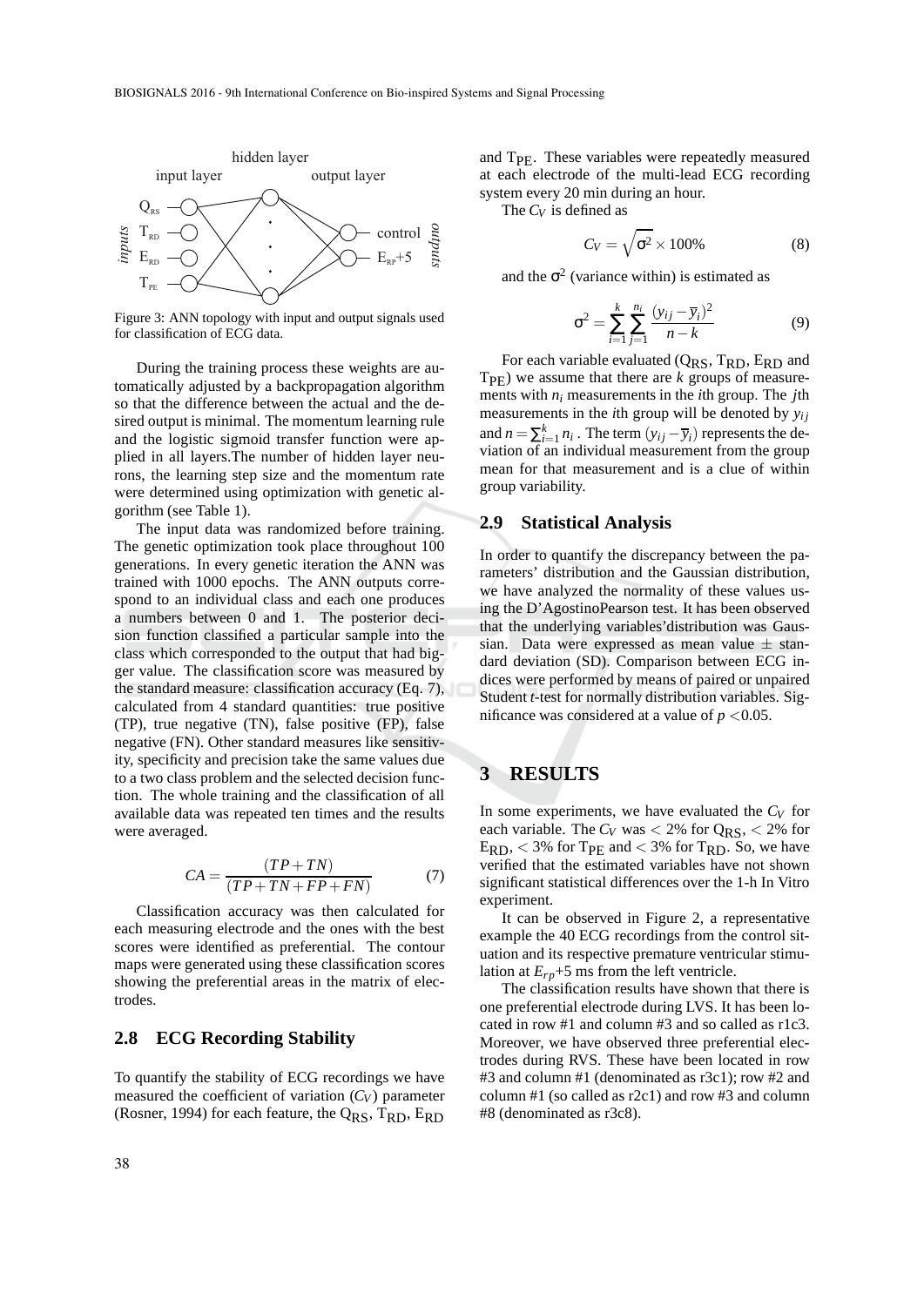Figure 3: ANN topology with input and output signals used for classification of ECG data.

During the training process these weights are automatically adjusted by a backpropagation algorithm so that the difference between the actual and the desired output is minimal. The momentum learning rule and the logistic sigmoid transfer function were applied in all layers.The number of hidden layer neurons, the learning step size and the momentum rate were determined using optimization with genetic algorithm (see Table 1).

The input data was randomized before training. The genetic optimization took place throughout 100 generations. In every genetic iteration the ANN was trained with 1000 epochs. The ANN outputs correspond to an individual class and each one produces a numbers between 0 and 1. The posterior decision function classified a particular sample into the class which corresponded to the output that had bigger value. The classification score was measured by the standard measure: classification accuracy (Eq. 7), calculated from 4 standard quantities: true positive (TP), true negative (TN), false positive (FP), false negative (FN). Other standard measures like sensitivity, specificity and precision take the same values due to a two class problem and the selected decision function. The whole training and the classification of all available data was repeated ten times and the results were averaged.

$$CA = \frac{(TP + TN)}{(TP + TN + FP + FN)} \quad (7)$$

Classification accuracy was then calculated for each measuring electrode and the ones with the best scores were identified as preferential. The contour maps were generated using these classification scores showing the preferential areas in the matrix of electrodes.

## 2.8 ECG Recording Stability

To quantify the stability of ECG recordings we have measured the coefficient of variation ($C_V$) parameter (Rosner, 1994) for each feature, the $Q_{RS}$, $T_{RD}$, $E_{RD}$ and $T_{PE}$. These variables were repeatedly measured at each electrode of the multi-lead ECG recording system every 20 min during an hour.

The $C_V$ is defined as

$$C_V = \sqrt{\sigma^2} \times 100\% \quad (8)$$

and the $\sigma^2$ (variance within) is estimated as

$$\sigma^2 = \sum_{i=1}^{k} \sum_{j=1}^{n_i} \frac{(y_{ij} - \overline{y}_i)^2}{n - k} \quad (9)$$

For each variable evaluated ($Q_{RS}$, $T_{RD}$, $E_{RD}$ and $T_{PE}$) we assume that there are $k$ groups of measurements with $n_i$ measurements in the $i$th group. The $j$th measurements in the $i$th group will be denoted by $y_{ij}$ and $n = \sum_{i=1}^{k} n_i$ . The term $(y_{ij} - \overline{y}_i)$ represents the deviation of an individual measurement from the group mean for that measurement and is a clue of within group variability.

## 2.9 Statistical Analysis

In order to quantify the discrepancy between the parameters' distribution and the Gaussian distribution, we have analyzed the normality of these values using the D'AgostinoPearson test. It has been observed that the underlying variables'distribution was Gaussian. Data were expressed as mean value ± standard deviation (SD). Comparison between ECG indices were performed by means of paired or unpaired Student *t*-test for normally distribution variables. Significance was considered at a value of $p < 0.05$.

# 3 RESULTS

In some experiments, we have evaluated the $C_V$ for each variable. The $C_V$ was < 2% for $Q_{RS}$, < 2% for $E_{RD}$, < 3% for $T_{PE}$ and < 3% for $T_{RD}$. So, we have verified that the estimated variables have not shown significant statistical differences over the 1-h In Vitro experiment.

It can be observed in Figure 2, a representative example the 40 ECG recordings from the control situation and its respective premature ventricular stimulation at $E_{rp}$+5 ms from the left ventricle.

The classification results have shown that there is one preferential electrode during LVS. It has been located in row #1 and column #3 and so called as r1c3. Moreover, we have observed three preferential electrodes during RVS. These have been located in row #3 and column #1 (denominated as r3c1); row #2 and column #1 (so called as r2c1) and row #3 and column #8 (denominated as r3c8).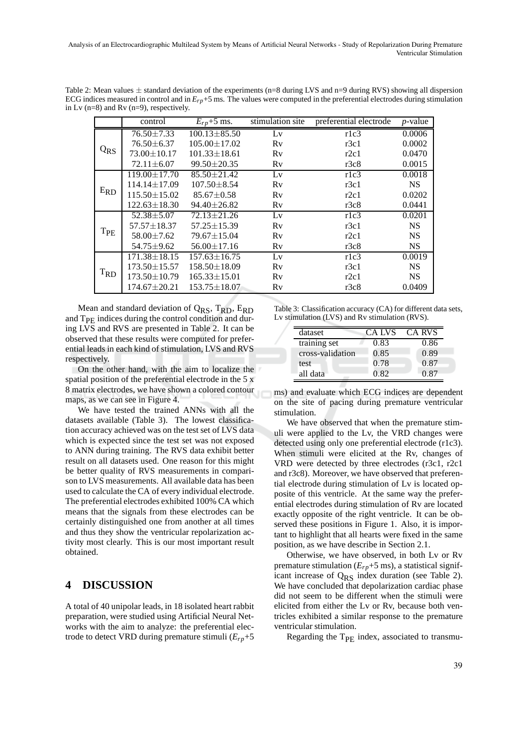Table 2: Mean values ± standard deviation of the experiments (n=8 during LVS and n=9 during RVS) showing all dispersion ECG indices measured in control and in $E_{rp}$+5 ms. The values were computed in the preferential electrodes during stimulation in Lv (n=8) and Rv (n=9), respectively.

| | control | $E_{rp}$+5 ms. | stimulation site | preferential electrode | $p$-value |
|---|---|---|---|---|---|
| $Q_{RS}$ | 76.50±7.33 | 100.13±85.50 | Lv | r1c3 | 0.0006 |
| | 76.50±6.37 | 105.00±17.02 | Rv | r3c1 | 0.0002 |
| | 73.00±10.17 | 101.33±18.61 | Rv | r2c1 | 0.0470 |
| | 72.11±6.07 | 99.50±20.35 | Rv | r3c8 | 0.0015 |
| $E_{RD}$ | 119.00±17.70 | 85.50±21.42 | Lv | r1c3 | 0.0018 |
| | 114.14±17.09 | 107.50±8.54 | Rv | r3c1 | NS |
| | 115.50±15.02 | 85.67±0.58 | Rv | r2c1 | 0.0202 |
| | 122.63±18.30 | 94.40±26.82 | Rv | r3c8 | 0.0441 |
| $T_{PE}$ | 52.38±5.07 | 72.13±21.26 | Lv | r1c3 | 0.0201 |
| | 57.57±18.37 | 57.25±15.39 | Rv | r3c1 | NS |
| | 58.00±7.62 | 79.67±15.04 | Rv | r2c1 | NS |
| | 54.75±9.62 | 56.00±17.16 | Rv | r3c8 | NS |
| $T_{RD}$ | 171.38±18.15 | 157.63±16.75 | Lv | r1c3 | 0.0019 |
| | 173.50±15.57 | 158.50±18.09 | Rv | r3c1 | NS |
| | 173.50±10.79 | 165.33±15.01 | Rv | r2c1 | NS |
| | 174.67±20.21 | 153.75±18.07 | Rv | r3c8 | 0.0409 |

Mean and standard deviation of $Q_{RS}$, $T_{RD}$, $E_{RD}$ and $T_{PE}$ indices during the control condition and during LVS and RVS are presented in Table 2. It can be observed that these results were computed for preferential leads in each kind of stimulation, LVS and RVS respectively.

On the other hand, with the aim to localize the spatial position of the preferential electrode in the 5 x 8 matrix electrodes, we have shown a colored contour maps, as we can see in Figure 4.

We have tested the trained ANNs with all the datasets available (Table 3). The lowest classification accuracy achieved was on the test set of LVS data which is expected since the test set was not exposed to ANN during training. The RVS data exhibit better result on all datasets used. One reason for this might be better quality of RVS measurements in comparison to LVS measurements. All available data has been used to calculate the CA of every individual electrode. The preferential electrodes exhibited 100% CA which means that the signals from these electrodes can be certainly distinguished one from another at all times and thus they show the ventricular repolarization activity most clearly. This is our most important result obtained.

Table 3: Classification accuracy (CA) for different data sets, Lv stimulation (LVS) and Rv stimulation (RVS).

| dataset | CA LVS | CA RVS |
|---|---|---|
| training set | 0.83 | 0.86 |
| cross-validation | 0.85 | 0.89 |
| test | 0.78 | 0.87 |
| all data | 0.82 | 0.87 |

## 4 DISCUSSION

A total of 40 unipolar leads, in 18 isolated heart rabbit preparation, were studied using Artificial Neural Networks with the aim to analyze: the preferential electrode to detect VRD during premature stimuli ($E_{rp}$+5 ms) and evaluate which ECG indices are dependent on the site of pacing during premature ventricular stimulation.

We have observed that when the premature stimuli were applied to the Lv, the VRD changes were detected using only one preferential electrode (r1c3). When stimuli were elicited at the Rv, changes of VRD were detected by three electrodes (r3c1, r2c1 and r3c8). Moreover, we have observed that preferential electrode during stimulation of Lv is located opposite of this ventricle. At the same way the preferential electrodes during stimulation of Rv are located exactly opposite of the right ventricle. It can be observed these positions in Figure 1. Also, it is important to highlight that all hearts were fixed in the same position, as we have describe in Section 2.1.

Otherwise, we have observed, in both Lv or Rv premature stimulation ($E_{rp}$+5 ms), a statistical significant increase of $Q_{RS}$ index duration (see Table 2). We have concluded that depolarization cardiac phase did not seem to be different when the stimuli were elicited from either the Lv or Rv, because both ventricles exhibited a similar response to the premature ventricular stimulation.

Regarding the $T_{PE}$ index, associated to transmu-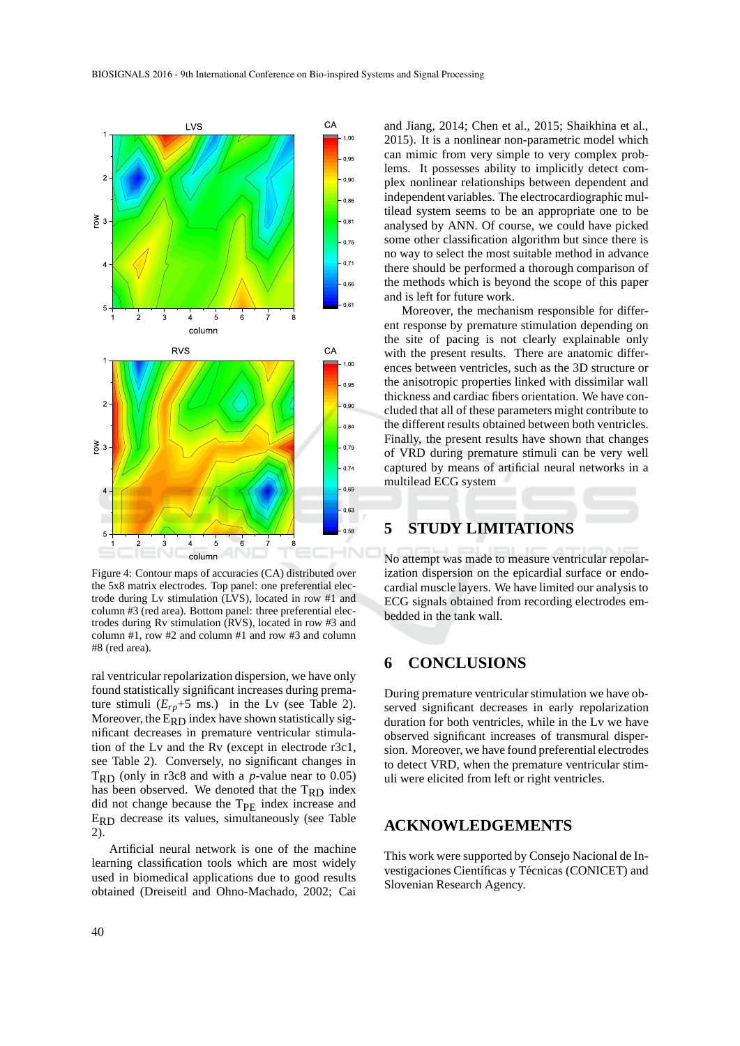Figure 4: Contour maps of accuracies (CA) distributed over the 5x8 matrix electrodes. Top panel: one preferential electrode during Lv stimulation (LVS), located in row #1 and column #3 (red area). Bottom panel: three preferential electrodes during Rv stimulation (RVS), located in row #3 and column #1, row #2 and column #1 and row #3 and column #8 (red area).

ral ventricular repolarization dispersion, we have only found statistically significant increases during premature stimuli ($E_{rp}$+5 ms.) in the Lv (see Table 2). Moreover, the $E_{RD}$ index have shown statistically significant decreases in premature ventricular stimulation of the Lv and the Rv (except in electrode r3c1, see Table 2). Conversely, no significant changes in $T_{RD}$ (only in r3c8 and with a $p$-value near to 0.05) has been observed. We denoted that the $T_{RD}$ index did not change because the $T_{PE}$ index increase and $E_{RD}$ decrease its values, simultaneously (see Table 2).

Artificial neural network is one of the machine learning classification tools which are most widely used in biomedical applications due to good results obtained (Dreiseitl and Ohno-Machado, 2002; Cai and Jiang, 2014; Chen et al., 2015; Shaikhina et al., 2015). It is a nonlinear non-parametric model which can mimic from very simple to very complex problems. It possesses ability to implicitly detect complex nonlinear relationships between dependent and independent variables. The electrocardiographic multilead system seems to be an appropriate one to be analysed by ANN. Of course, we could have picked some other classification algorithm but since there is no way to select the most suitable method in advance there should be performed a thorough comparison of the methods which is beyond the scope of this paper and is left for future work.

Moreover, the mechanism responsible for different response by premature stimulation depending on the site of pacing is not clearly explainable only with the present results. There are anatomic differences between ventricles, such as the 3D structure or the anisotropic properties linked with dissimilar wall thickness and cardiac fibers orientation. We have concluded that all of these parameters might contribute to the different results obtained between both ventricles. Finally, the present results have shown that changes of VRD during premature stimuli can be very well captured by means of artificial neural networks in a multilead ECG system

## 5 STUDY LIMITATIONS

No attempt was made to measure ventricular repolarization dispersion on the epicardial surface or endocardial muscle layers. We have limited our analysis to ECG signals obtained from recording electrodes embedded in the tank wall.

## 6 CONCLUSIONS

During premature ventricular stimulation we have observed significant decreases in early repolarization duration for both ventricles, while in the Lv we have observed significant increases of transmural dispersion. Moreover, we have found preferential electrodes to detect VRD, when the premature ventricular stimuli were elicited from left or right ventricles.

## ACKNOWLEDGEMENTS

This work were supported by Consejo Nacional de Investigaciones Científicas y Técnicas (CONICET) and Slovenian Research Agency.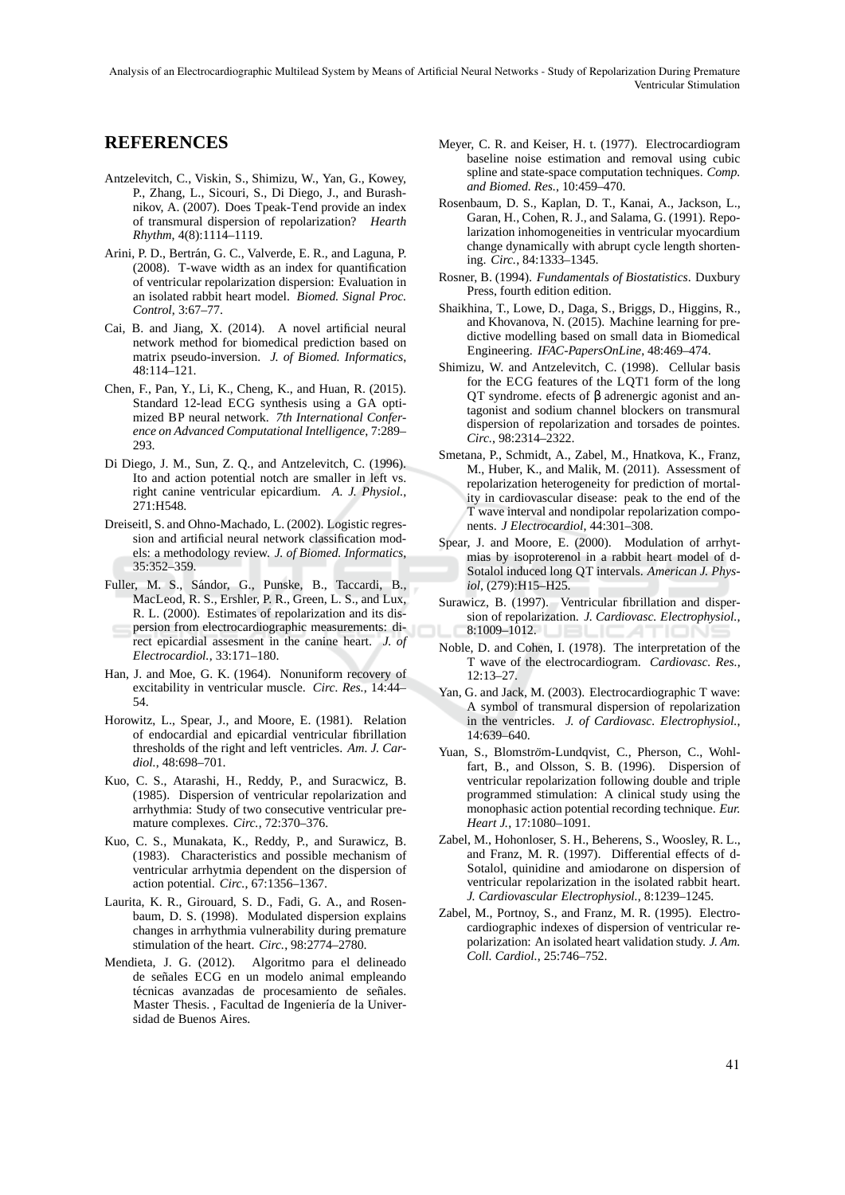## REFERENCES

Antzelevitch, C., Viskin, S., Shimizu, W., Yan, G., Kowey, P., Zhang, L., Sicouri, S., Di Diego, J., and Burashnikov, A. (2007). Does Tpeak-Tend provide an index of transmural dispersion of repolarization? *Hearth Rhythm*, 4(8):1114–1119.

Arini, P. D., Bertrán, G. C., Valverde, E. R., and Laguna, P. (2008). T-wave width as an index for quantification of ventricular repolarization dispersion: Evaluation in an isolated rabbit heart model. *Biomed. Signal Proc. Control*, 3:67–77.

Cai, B. and Jiang, X. (2014). A novel artificial neural network method for biomedical prediction based on matrix pseudo-inversion. *J. of Biomed. Informatics*, 48:114–121.

Chen, F., Pan, Y., Li, K., Cheng, K., and Huan, R. (2015). Standard 12-lead ECG synthesis using a GA optimized BP neural network. *7th International Conference on Advanced Computational Intelligence*, 7:289–293.

Di Diego, J. M., Sun, Z. Q., and Antzelevitch, C. (1996). Ito and action potential notch are smaller in left vs. right canine ventricular epicardium. *A. J. Physiol.*, 271:H548.

Dreiseitl, S. and Ohno-Machado, L. (2002). Logistic regression and artificial neural network classification models: a methodology review. *J. of Biomed. Informatics*, 35:352–359.

Fuller, M. S., Sándor, G., Punske, B., Taccardi, B., MacLeod, R. S., Ershler, P. R., Green, L. S., and Lux, R. L. (2000). Estimates of repolarization and its dispersion from electrocardiographic measurements: direct epicardial assesment in the canine heart. *J. of Electrocardiol.*, 33:171–180.

Han, J. and Moe, G. K. (1964). Nonuniform recovery of excitability in ventricular muscle. *Circ. Res.*, 14:44–54.

Horowitz, L., Spear, J., and Moore, E. (1981). Relation of endocardial and epicardial ventricular fibrillation thresholds of the right and left ventricles. *Am. J. Cardiol.*, 48:698–701.

Kuo, C. S., Atarashi, H., Reddy, P., and Suracwicz, B. (1985). Dispersion of ventricular repolarization and arrhythmia: Study of two consecutive ventricular premature complexes. *Circ.*, 72:370–376.

Kuo, C. S., Munakata, K., Reddy, P., and Surawicz, B. (1983). Characteristics and possible mechanism of ventricular arrhytmia dependent on the dispersion of action potential. *Circ.*, 67:1356–1367.

Laurita, K. R., Girouard, S. D., Fadi, G. A., and Rosenbaum, D. S. (1998). Modulated dispersion explains changes in arrhythmia vulnerability during premature stimulation of the heart. *Circ.*, 98:2774–2780.

Mendieta, J. G. (2012). Algoritmo para el delineado de señales ECG en un modelo animal empleando técnicas avanzadas de procesamiento de señales. Master Thesis. , Facultad de Ingeniería de la Universidad de Buenos Aires.

Meyer, C. R. and Keiser, H. t. (1977). Electrocardiogram baseline noise estimation and removal using cubic spline and state-space computation techniques. *Comp. and Biomed. Res.*, 10:459–470.

Rosenbaum, D. S., Kaplan, D. T., Kanai, A., Jackson, L., Garan, H., Cohen, R. J., and Salama, G. (1991). Repolarization inhomogeneities in ventricular myocardium change dynamically with abrupt cycle length shortening. *Circ.*, 84:1333–1345.

Rosner, B. (1994). *Fundamentals of Biostatistics*. Duxbury Press, fourth edition edition.

Shaikhina, T., Lowe, D., Daga, S., Briggs, D., Higgins, R., and Khovanova, N. (2015). Machine learning for predictive modelling based on small data in Biomedical Engineering. *IFAC-PapersOnLine*, 48:469–474.

Shimizu, W. and Antzelevitch, C. (1998). Cellular basis for the ECG features of the LQT1 form of the long QT syndrome. efects of β adrenergic agonist and antagonist and sodium channel blockers on transmural dispersion of repolarization and torsades de pointes. *Circ.*, 98:2314–2322.

Smetana, P., Schmidt, A., Zabel, M., Hnatkova, K., Franz, M., Huber, K., and Malik, M. (2011). Assessment of repolarization heterogeneity for prediction of mortality in cardiovascular disease: peak to the end of the T wave interval and nondipolar repolarization components. *J Electrocardiol*, 44:301–308.

Spear, J. and Moore, E. (2000). Modulation of arrhytmias by isoproterenol in a rabbit heart model of d-Sotalol induced long QT intervals. *American J. Physiol*, (279):H15–H25.

Surawicz, B. (1997). Ventricular fibrillation and dispersion of repolarization. *J. Cardiovasc. Electrophysiol.*, 8:1009–1012.

Noble, D. and Cohen, I. (1978). The interpretation of the T wave of the electrocardiogram. *Cardiovasc. Res.*, 12:13–27.

Yan, G. and Jack, M. (2003). Electrocardiographic T wave: A symbol of transmural dispersion of repolarization in the ventricles. *J. of Cardiovasc. Electrophysiol.*, 14:639–640.

Yuan, S., Blomström-Lundqvist, C., Pherson, C., Wohlfart, B., and Olsson, S. B. (1996). Dispersion of ventricular repolarization following double and triple programmed stimulation: A clinical study using the monophasic action potential recording technique. *Eur. Heart J.*, 17:1080–1091.

Zabel, M., Hohonloser, S. H., Beherens, S., Woosley, R. L., and Franz, M. R. (1997). Differential effects of d-Sotalol, quinidine and amiodarone on dispersion of ventricular repolarization in the isolated rabbit heart. *J. Cardiovascular Electrophysiol.*, 8:1239–1245.

Zabel, M., Portnoy, S., and Franz, M. R. (1995). Electrocardiographic indexes of dispersion of ventricular repolarization: An isolated heart validation study. *J. Am. Coll. Cardiol.*, 25:746–752.